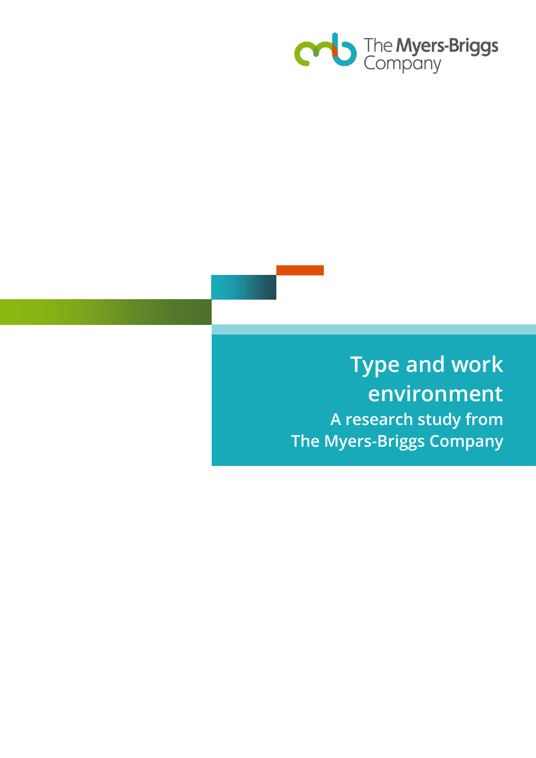The Myers-Briggs Company

# Type and work environment

## A research study from The Myers-Briggs Company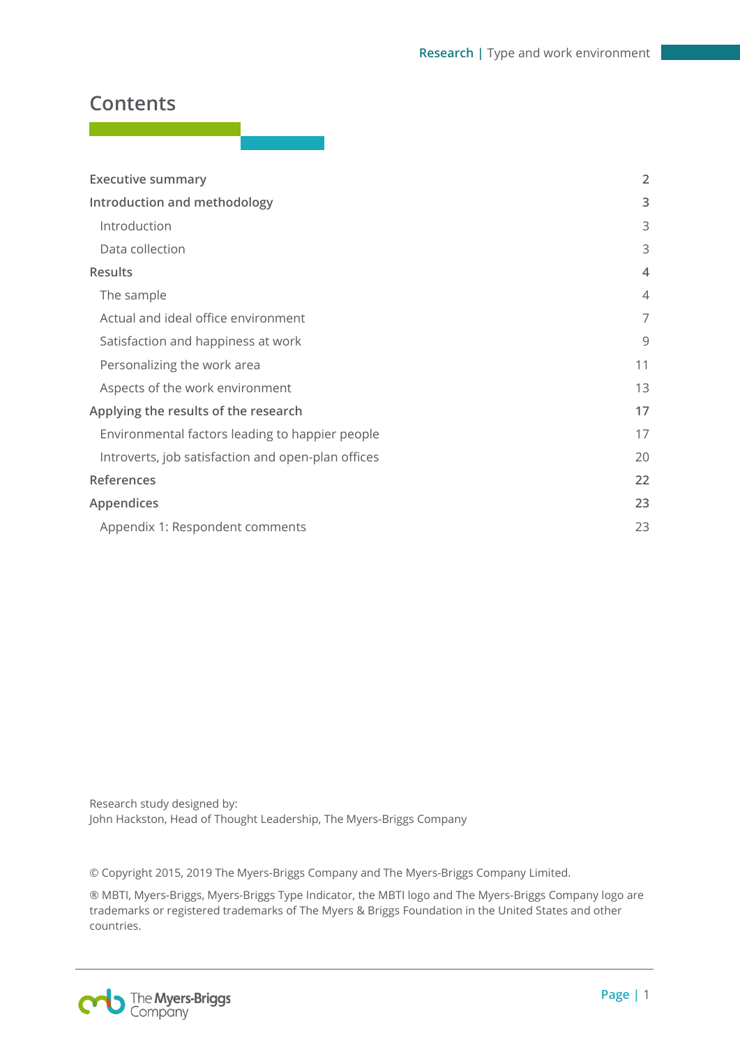# Contents

| | |
|---|---|
| **Executive summary** | **2** |
| **Introduction and methodology** | **3** |
| Introduction | 3 |
| Data collection | 3 |
| **Results** | **4** |
| The sample | 4 |
| Actual and ideal office environment | 7 |
| Satisfaction and happiness at work | 9 |
| Personalizing the work area | 11 |
| Aspects of the work environment | 13 |
| **Applying the results of the research** | **17** |
| Environmental factors leading to happier people | 17 |
| Introverts, job satisfaction and open-plan offices | 20 |
| **References** | **22** |
| **Appendices** | **23** |
| Appendix 1: Respondent comments | 23 |

Research study designed by:
John Hackston, Head of Thought Leadership, The Myers-Briggs Company

© Copyright 2015, 2019 The Myers-Briggs Company and The Myers-Briggs Company Limited.

® MBTI, Myers-Briggs, Myers-Briggs Type Indicator, the MBTI logo and The Myers-Briggs Company logo are trademarks or registered trademarks of The Myers & Briggs Foundation in the United States and other countries.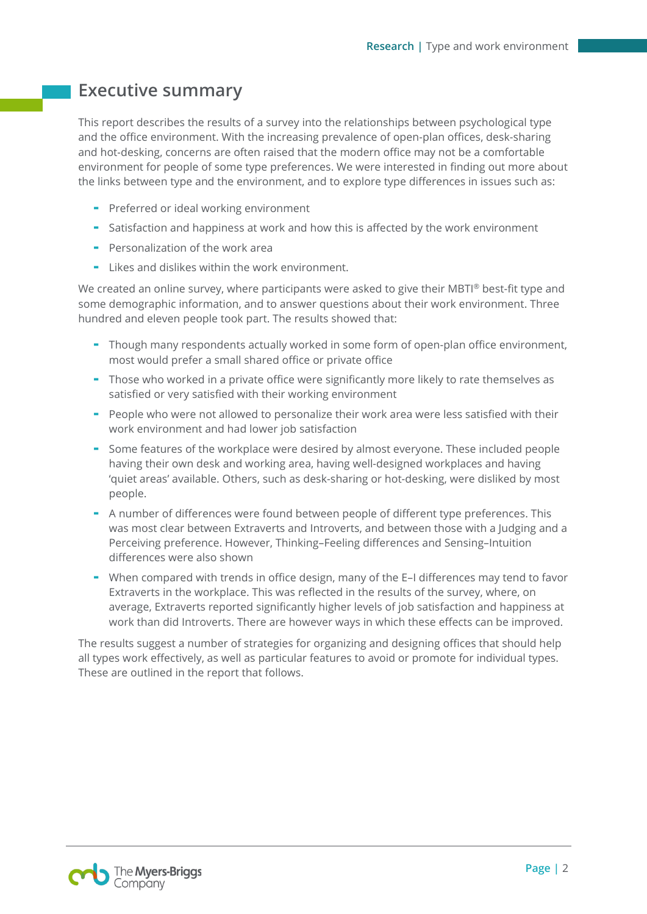## Executive summary

This report describes the results of a survey into the relationships between psychological type and the office environment. With the increasing prevalence of open-plan offices, desk-sharing and hot-desking, concerns are often raised that the modern office may not be a comfortable environment for people of some type preferences. We were interested in finding out more about the links between type and the environment, and to explore type differences in issues such as:

- Preferred or ideal working environment
- Satisfaction and happiness at work and how this is affected by the work environment
- Personalization of the work area
- Likes and dislikes within the work environment.

We created an online survey, where participants were asked to give their MBTI® best-fit type and some demographic information, and to answer questions about their work environment. Three hundred and eleven people took part. The results showed that:

- Though many respondents actually worked in some form of open-plan office environment, most would prefer a small shared office or private office
- Those who worked in a private office were significantly more likely to rate themselves as satisfied or very satisfied with their working environment
- People who were not allowed to personalize their work area were less satisfied with their work environment and had lower job satisfaction
- Some features of the workplace were desired by almost everyone. These included people having their own desk and working area, having well-designed workplaces and having 'quiet areas' available. Others, such as desk-sharing or hot-desking, were disliked by most people.
- A number of differences were found between people of different type preferences. This was most clear between Extraverts and Introverts, and between those with a Judging and a Perceiving preference. However, Thinking–Feeling differences and Sensing–Intuition differences were also shown
- When compared with trends in office design, many of the E–I differences may tend to favor Extraverts in the workplace. This was reflected in the results of the survey, where, on average, Extraverts reported significantly higher levels of job satisfaction and happiness at work than did Introverts. There are however ways in which these effects can be improved.

The results suggest a number of strategies for organizing and designing offices that should help all types work effectively, as well as particular features to avoid or promote for individual types. These are outlined in the report that follows.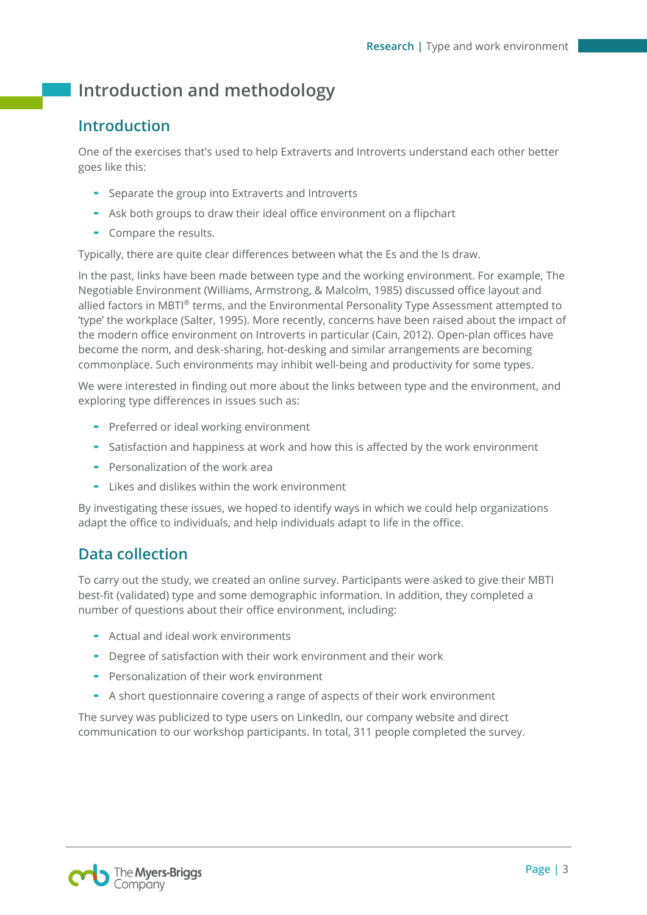# Introduction and methodology

## Introduction

One of the exercises that's used to help Extraverts and Introverts understand each other better goes like this:

- Separate the group into Extraverts and Introverts
- Ask both groups to draw their ideal office environment on a flipchart
- Compare the results.

Typically, there are quite clear differences between what the Es and the Is draw.

In the past, links have been made between type and the working environment. For example, The Negotiable Environment (Williams, Armstrong, & Malcolm, 1985) discussed office layout and allied factors in MBTI® terms, and the Environmental Personality Type Assessment attempted to 'type' the workplace (Salter, 1995). More recently, concerns have been raised about the impact of the modern office environment on Introverts in particular (Cain, 2012). Open-plan offices have become the norm, and desk-sharing, hot-desking and similar arrangements are becoming commonplace. Such environments may inhibit well-being and productivity for some types.

We were interested in finding out more about the links between type and the environment, and exploring type differences in issues such as:

- Preferred or ideal working environment
- Satisfaction and happiness at work and how this is affected by the work environment
- Personalization of the work area
- Likes and dislikes within the work environment

By investigating these issues, we hoped to identify ways in which we could help organizations adapt the office to individuals, and help individuals adapt to life in the office.

## Data collection

To carry out the study, we created an online survey. Participants were asked to give their MBTI best-fit (validated) type and some demographic information. In addition, they completed a number of questions about their office environment, including:

- Actual and ideal work environments
- Degree of satisfaction with their work environment and their work
- Personalization of their work environment
- A short questionnaire covering a range of aspects of their work environment

The survey was publicized to type users on LinkedIn, our company website and direct communication to our workshop participants. In total, 311 people completed the survey.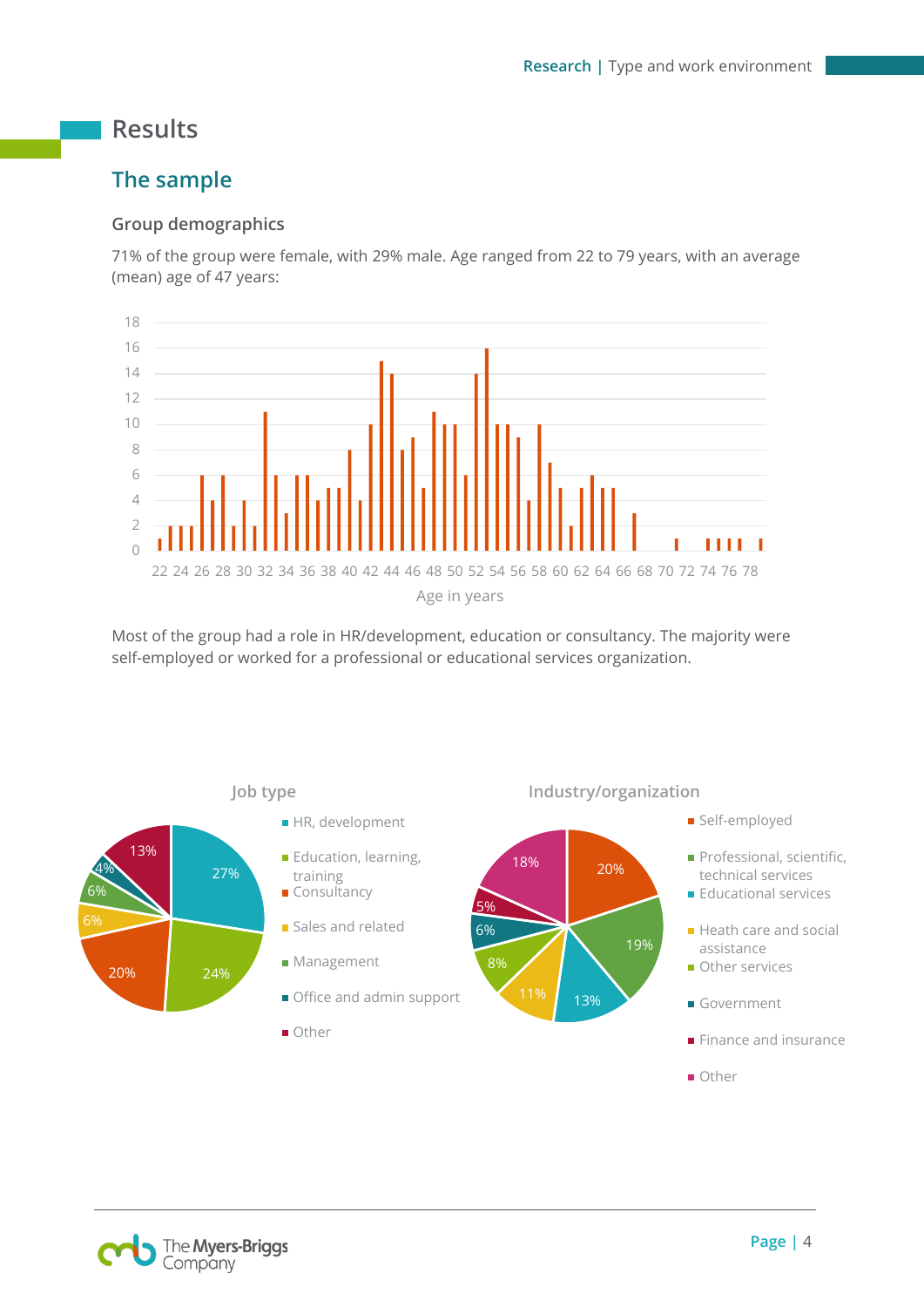# Results

## The sample

### Group demographics

71% of the group were female, with 29% male. Age ranged from 22 to 79 years, with an average (mean) age of 47 years:

Most of the group had a role in HR/development, education or consultancy. The majority were self-employed or worked for a professional or educational services organization.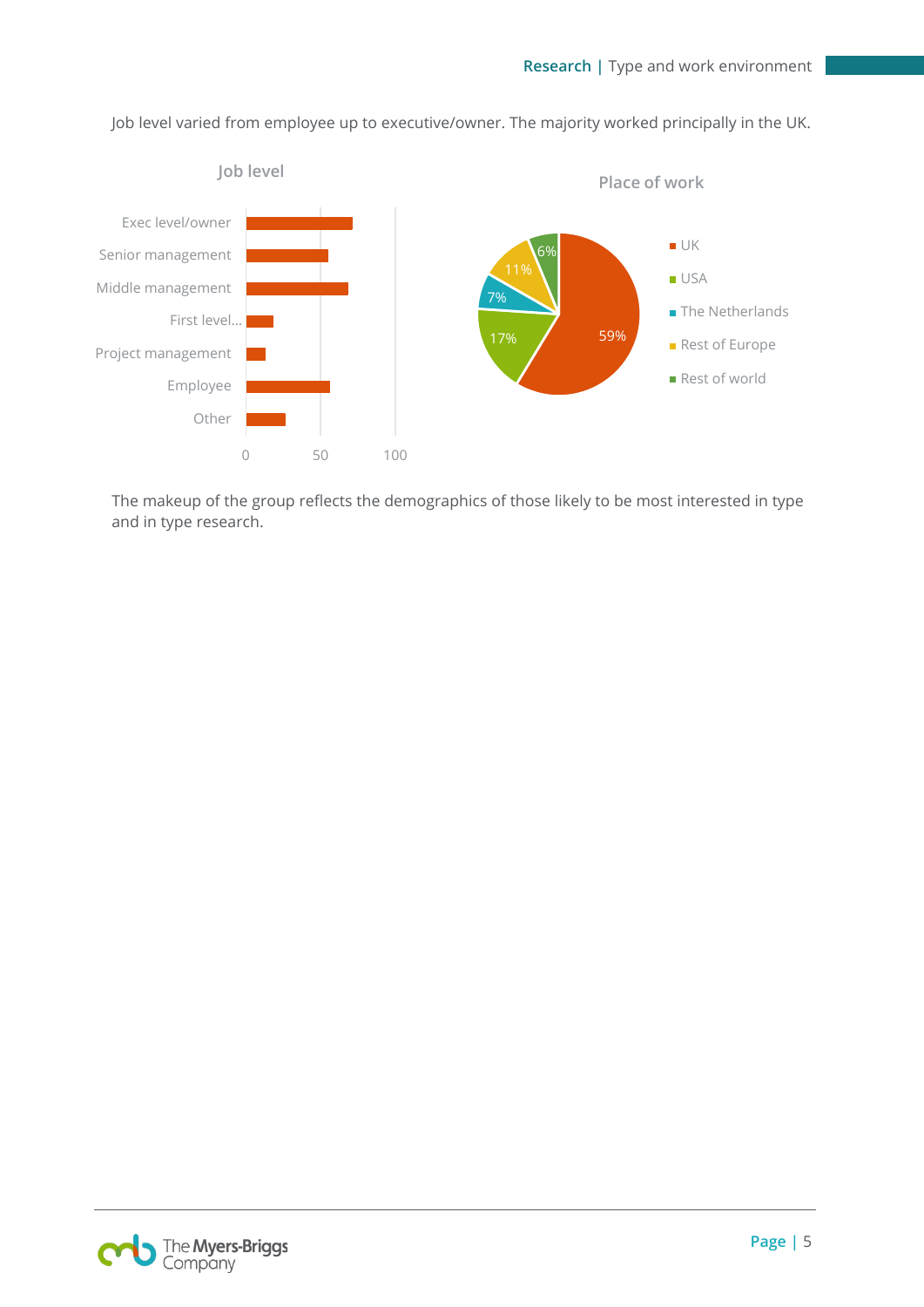Job level varied from employee up to executive/owner. The majority worked principally in the UK.

Job level

Exec level/owner
Senior management
Middle management
First level...
Project management
Employee
Other

0 50 100

Place of work

UK 59%
USA 17%
The Netherlands 7%
Rest of Europe 11%
Rest of world 6%

The makeup of the group reflects the demographics of those likely to be most interested in type and in type research.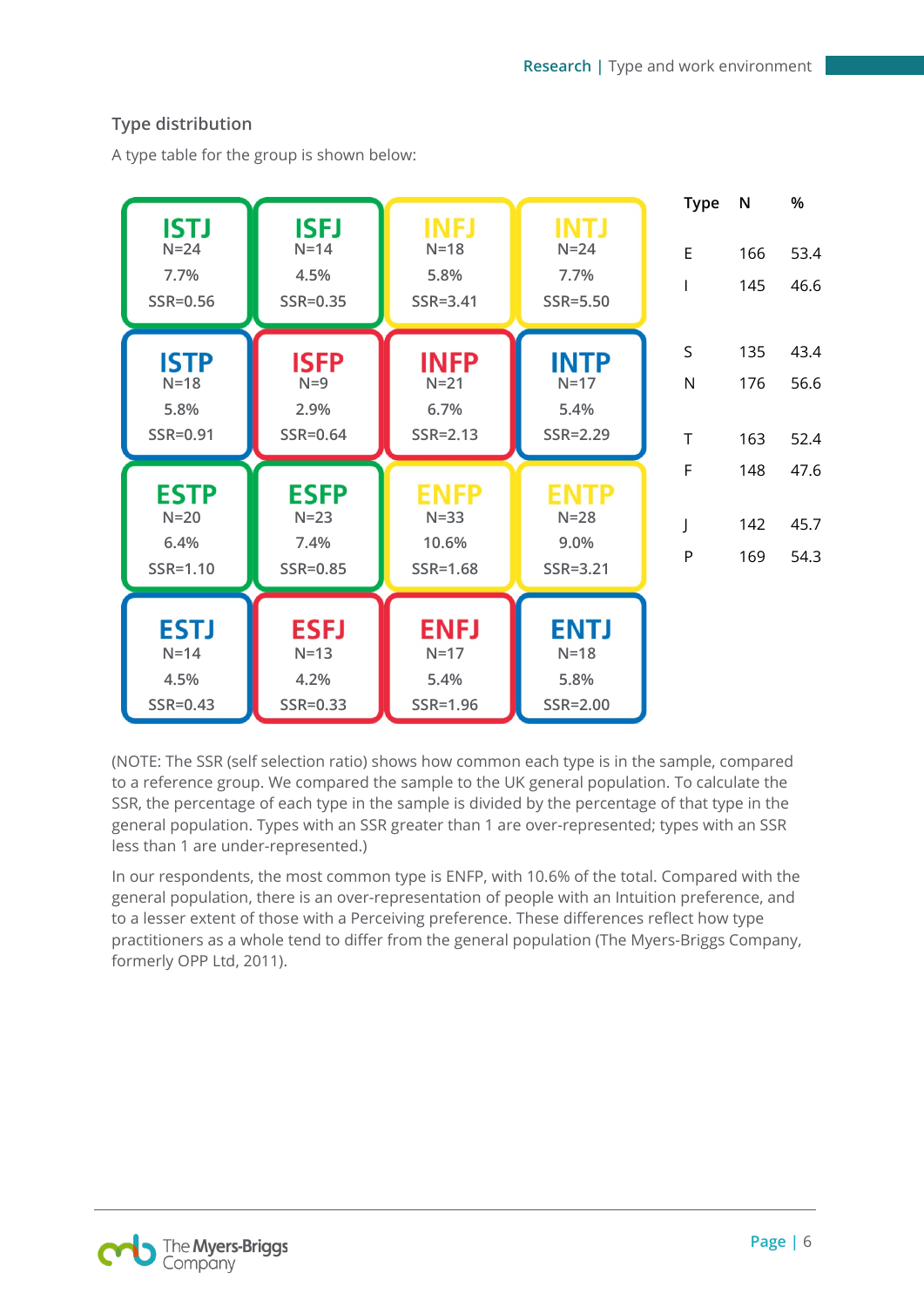## Type distribution

A type table for the group is shown below:

| ISTJ<br>N=24<br>7.7%<br>SSR=0.56 | ISFJ<br>N=14<br>4.5%<br>SSR=0.35 | INFJ<br>N=18<br>5.8%<br>SSR=3.41 | INTJ<br>N=24<br>7.7%<br>SSR=5.50 |
|---|---|---|---|
| ISTP<br>N=18<br>5.8%<br>SSR=0.91 | ISFP<br>N=9<br>2.9%<br>SSR=0.64 | INFP<br>N=21<br>6.7%<br>SSR=2.13 | INTP<br>N=17<br>5.4%<br>SSR=2.29 |
| ESTP<br>N=20<br>6.4%<br>SSR=1.10 | ESFP<br>N=23<br>7.4%<br>SSR=0.85 | ENFP<br>N=33<br>10.6%<br>SSR=1.68 | ENTP<br>N=28<br>9.0%<br>SSR=3.21 |
| ESTJ<br>N=14<br>4.5%<br>SSR=0.43 | ESFJ<br>N=13<br>4.2%<br>SSR=0.33 | ENFJ<br>N=17<br>5.4%<br>SSR=1.96 | ENTJ<br>N=18<br>5.8%<br>SSR=2.00 |

| Type | N | % |
|---|---|---|
| E | 166 | 53.4 |
| I | 145 | 46.6 |
| S | 135 | 43.4 |
| N | 176 | 56.6 |
| T | 163 | 52.4 |
| F | 148 | 47.6 |
| J | 142 | 45.7 |
| P | 169 | 54.3 |

(NOTE: The SSR (self selection ratio) shows how common each type is in the sample, compared to a reference group. We compared the sample to the UK general population. To calculate the SSR, the percentage of each type in the sample is divided by the percentage of that type in the general population. Types with an SSR greater than 1 are over-represented; types with an SSR less than 1 are under-represented.)

In our respondents, the most common type is ENFP, with 10.6% of the total. Compared with the general population, there is an over-representation of people with an Intuition preference, and to a lesser extent of those with a Perceiving preference. These differences reflect how type practitioners as a whole tend to differ from the general population (The Myers-Briggs Company, formerly OPP Ltd, 2011).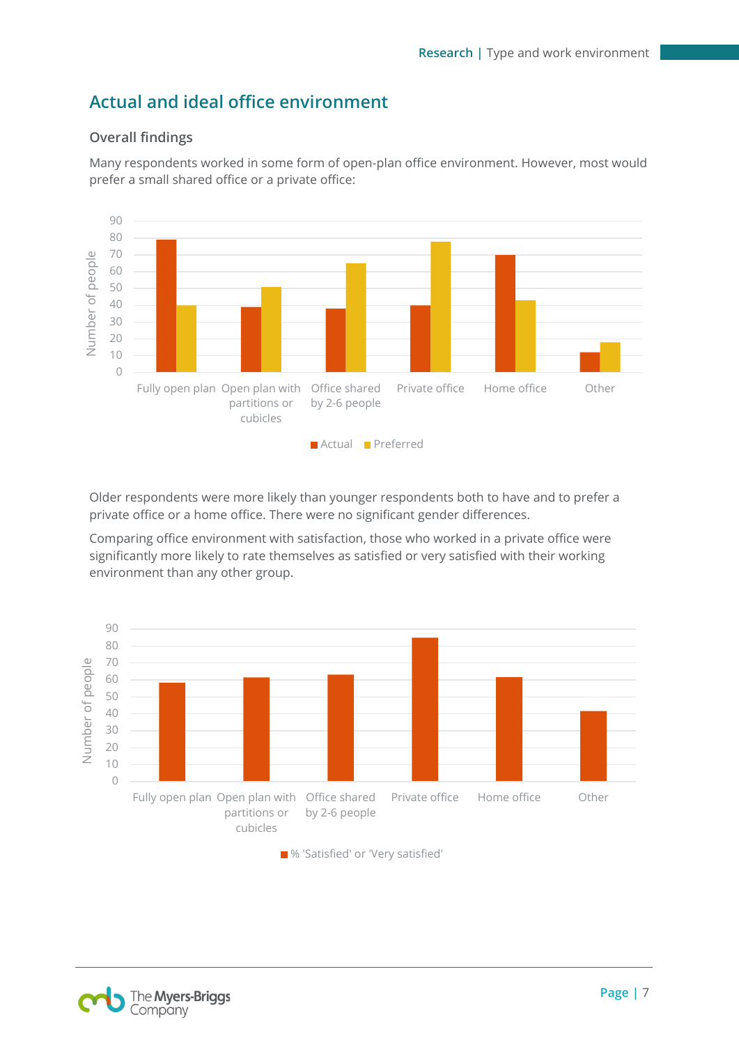## Actual and ideal office environment

### Overall findings

Many respondents worked in some form of open-plan office environment. However, most would prefer a small shared office or a private office:

Older respondents were more likely than younger respondents both to have and to prefer a private office or a home office. There were no significant gender differences.

Comparing office environment with satisfaction, those who worked in a private office were significantly more likely to rate themselves as satisfied or very satisfied with their working environment than any other group.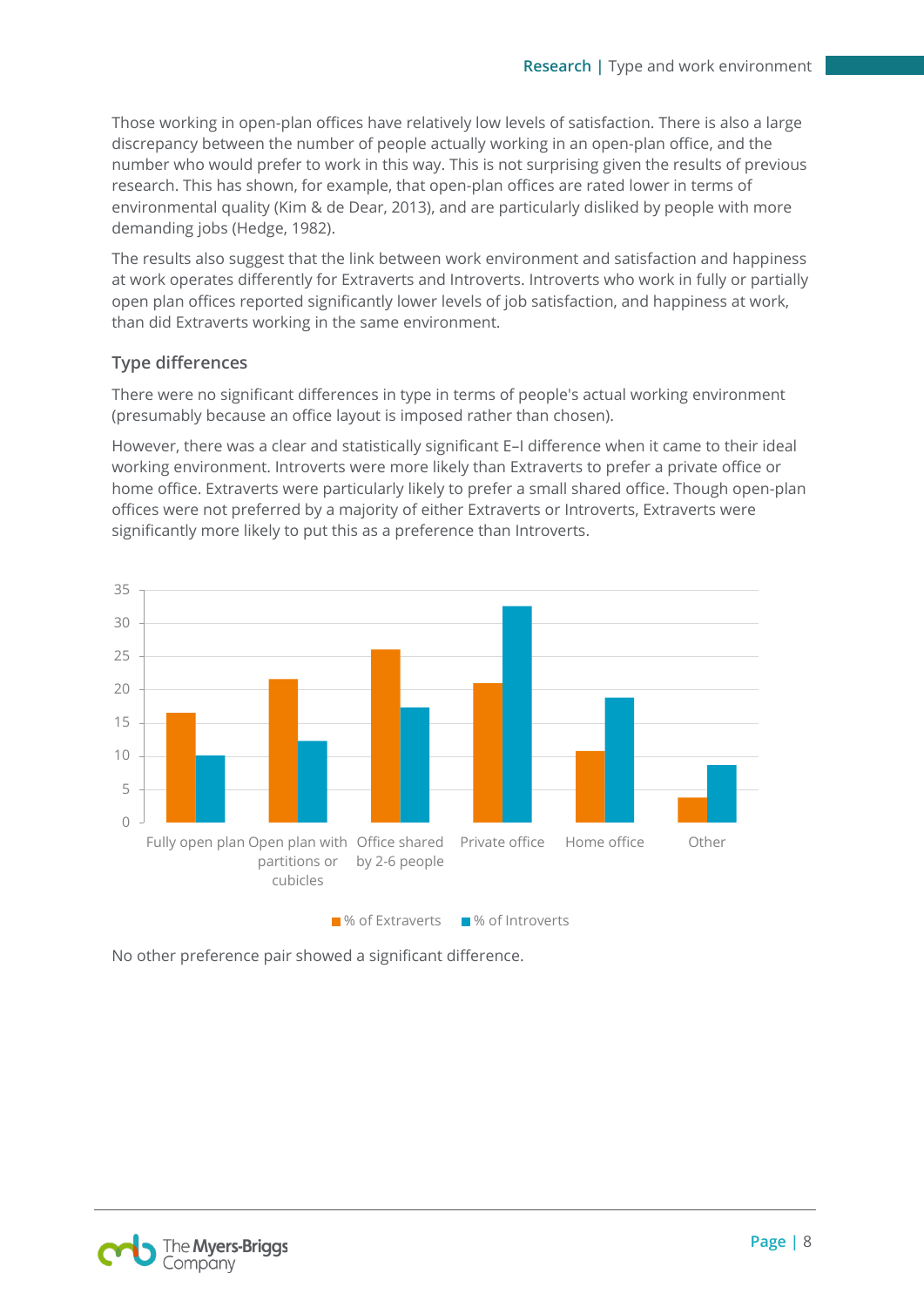Those working in open-plan offices have relatively low levels of satisfaction. There is also a large discrepancy between the number of people actually working in an open-plan office, and the number who would prefer to work in this way. This is not surprising given the results of previous research. This has shown, for example, that open-plan offices are rated lower in terms of environmental quality (Kim & de Dear, 2013), and are particularly disliked by people with more demanding jobs (Hedge, 1982).

The results also suggest that the link between work environment and satisfaction and happiness at work operates differently for Extraverts and Introverts. Introverts who work in fully or partially open plan offices reported significantly lower levels of job satisfaction, and happiness at work, than did Extraverts working in the same environment.

### Type differences

There were no significant differences in type in terms of people's actual working environment (presumably because an office layout is imposed rather than chosen).

However, there was a clear and statistically significant E–I difference when it came to their ideal working environment. Introverts were more likely than Extraverts to prefer a private office or home office. Extraverts were particularly likely to prefer a small shared office. Though open-plan offices were not preferred by a majority of either Extraverts or Introverts, Extraverts were significantly more likely to put this as a preference than Introverts.

No other preference pair showed a significant difference.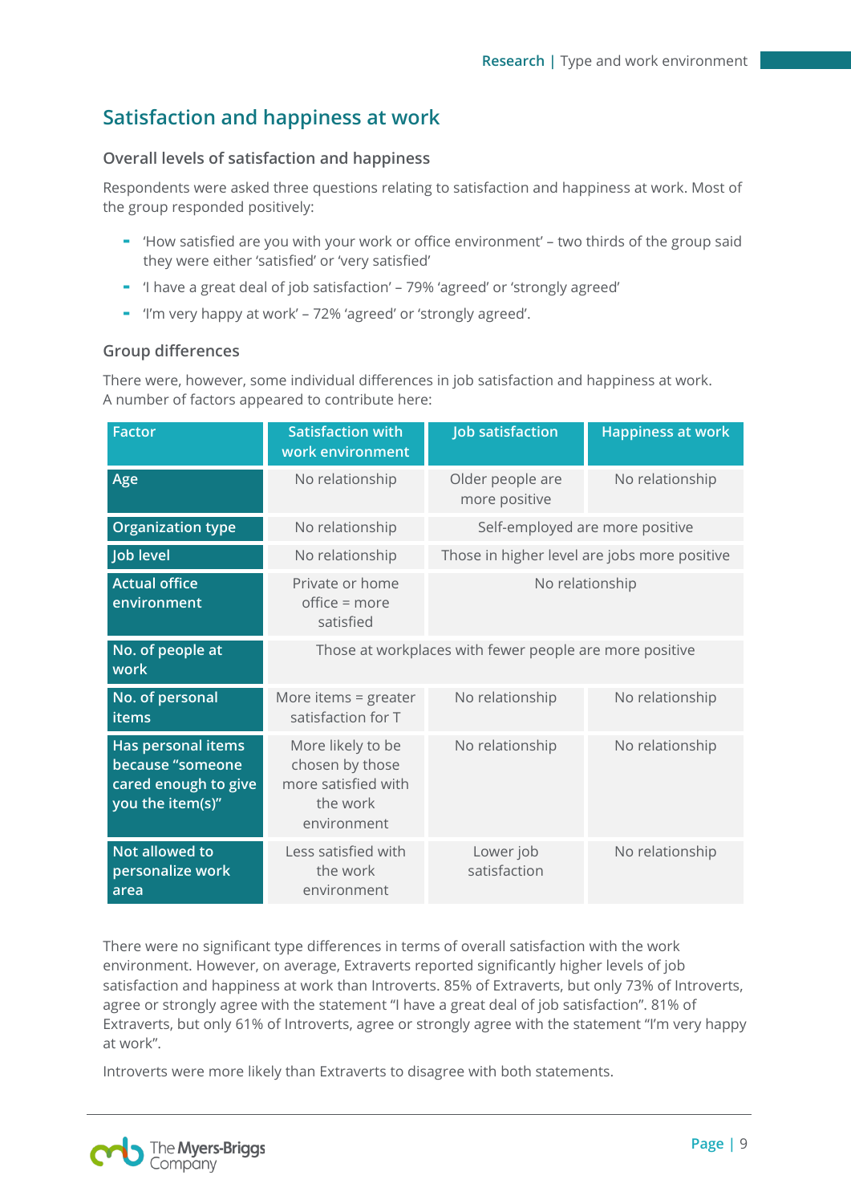## Satisfaction and happiness at work

### Overall levels of satisfaction and happiness

Respondents were asked three questions relating to satisfaction and happiness at work. Most of the group responded positively:

- 'How satisfied are you with your work or office environment' – two thirds of the group said they were either 'satisfied' or 'very satisfied'
- 'I have a great deal of job satisfaction' – 79% 'agreed' or 'strongly agreed'
- 'I'm very happy at work' – 72% 'agreed' or 'strongly agreed'.

### Group differences

There were, however, some individual differences in job satisfaction and happiness at work. A number of factors appeared to contribute here:

| Factor | Satisfaction with work environment | Job satisfaction | Happiness at work |
|---|---|---|---|
| Age | No relationship | Older people are more positive | No relationship |
| Organization type | No relationship | Self-employed are more positive | |
| Job level | No relationship | Those in higher level are jobs more positive | |
| Actual office environment | Private or home office = more satisfied | No relationship | |
| No. of people at work | Those at workplaces with fewer people are more positive | | |
| No. of personal items | More items = greater satisfaction for T | No relationship | No relationship |
| Has personal items because "someone cared enough to give you the item(s)" | More likely to be chosen by those more satisfied with the work environment | No relationship | No relationship |
| Not allowed to personalize work area | Less satisfied with the work environment | Lower job satisfaction | No relationship |

There were no significant type differences in terms of overall satisfaction with the work environment. However, on average, Extraverts reported significantly higher levels of job satisfaction and happiness at work than Introverts. 85% of Extraverts, but only 73% of Introverts, agree or strongly agree with the statement "I have a great deal of job satisfaction". 81% of Extraverts, but only 61% of Introverts, agree or strongly agree with the statement "I'm very happy at work".

Introverts were more likely than Extraverts to disagree with both statements.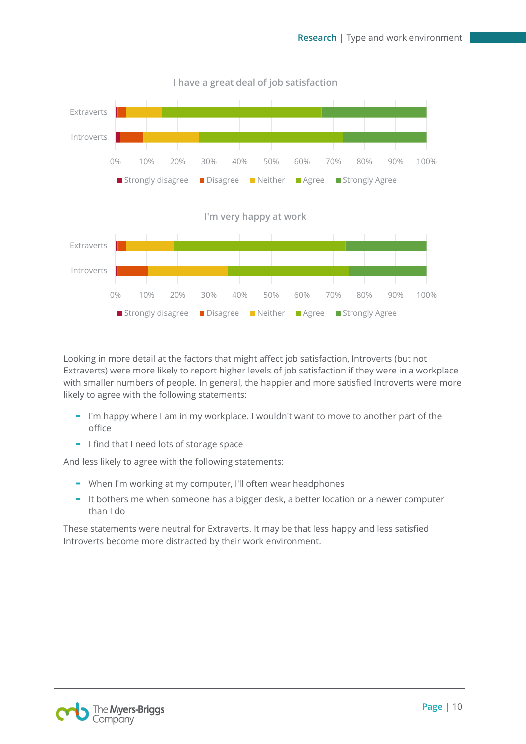I have a great deal of job satisfaction

| | Strongly disagree | Disagree | Neither | Agree | Strongly Agree |
|---|---|---|---|---|---|
| Extraverts | | | | | |
| Introverts | | | | | |

I'm very happy at work

| | Strongly disagree | Disagree | Neither | Agree | Strongly Agree |
|---|---|---|---|---|---|
| Extraverts | | | | | |
| Introverts | | | | | |

Looking in more detail at the factors that might affect job satisfaction, Introverts (but not Extraverts) were more likely to report higher levels of job satisfaction if they were in a workplace with smaller numbers of people. In general, the happier and more satisfied Introverts were more likely to agree with the following statements:

- I'm happy where I am in my workplace. I wouldn't want to move to another part of the office
- I find that I need lots of storage space

And less likely to agree with the following statements:

- When I'm working at my computer, I'll often wear headphones
- It bothers me when someone has a bigger desk, a better location or a newer computer than I do

These statements were neutral for Extraverts. It may be that less happy and less satisfied Introverts become more distracted by their work environment.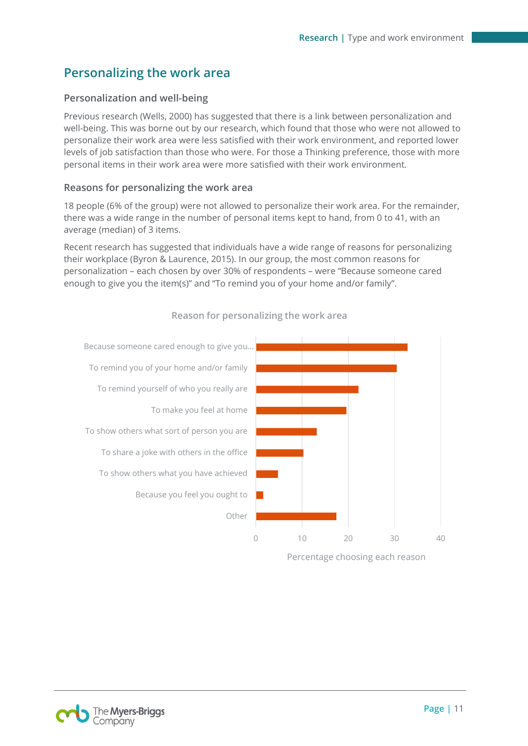## Personalizing the work area

### Personalization and well-being

Previous research (Wells, 2000) has suggested that there is a link between personalization and well-being. This was borne out by our research, which found that those who were not allowed to personalize their work area were less satisfied with their work environment, and reported lower levels of job satisfaction than those who were. For those a Thinking preference, those with more personal items in their work area were more satisfied with their work environment.

### Reasons for personalizing the work area

18 people (6% of the group) were not allowed to personalize their work area. For the remainder, there was a wide range in the number of personal items kept to hand, from 0 to 41, with an average (median) of 3 items.

Recent research has suggested that individuals have a wide range of reasons for personalizing their workplace (Byron & Laurence, 2015). In our group, the most common reasons for personalization – each chosen by over 30% of respondents – were "Because someone cared enough to give you the item(s)" and "To remind you of your home and/or family".

**Reason for personalizing the work area**

| Reason | Percentage choosing each reason (approx.) |
|---|---|
| Because someone cared enough to give you... | 33 |
| To remind you of your home and/or family | 30.5 |
| To remind yourself of who you really are | 22 |
| To make you feel at home | 19.5 |
| To show others what sort of person you are | 13 |
| To share a joke with others in the office | 10 |
| To show others what you have achieved | 5 |
| Because you feel you ought to | 1.5 |
| Other | 17.5 |

Percentage choosing each reason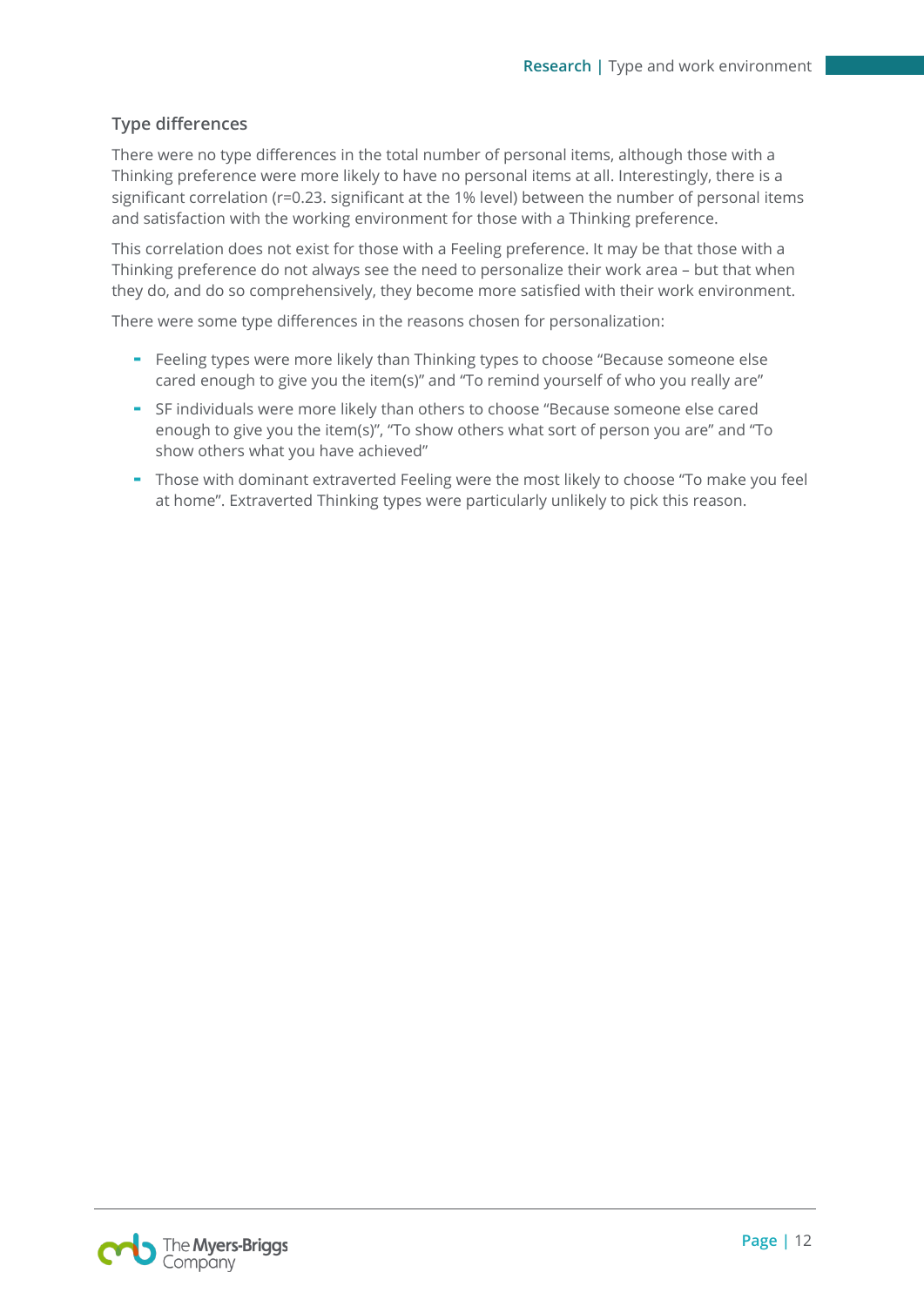### Type differences

There were no type differences in the total number of personal items, although those with a Thinking preference were more likely to have no personal items at all. Interestingly, there is a significant correlation ($r=0.23$. significant at the 1% level) between the number of personal items and satisfaction with the working environment for those with a Thinking preference.

This correlation does not exist for those with a Feeling preference. It may be that those with a Thinking preference do not always see the need to personalize their work area – but that when they do, and do so comprehensively, they become more satisfied with their work environment.

There were some type differences in the reasons chosen for personalization:

- Feeling types were more likely than Thinking types to choose "Because someone else cared enough to give you the item(s)" and "To remind yourself of who you really are"
- SF individuals were more likely than others to choose "Because someone else cared enough to give you the item(s)", "To show others what sort of person you are" and "To show others what you have achieved"
- Those with dominant extraverted Feeling were the most likely to choose "To make you feel at home". Extraverted Thinking types were particularly unlikely to pick this reason.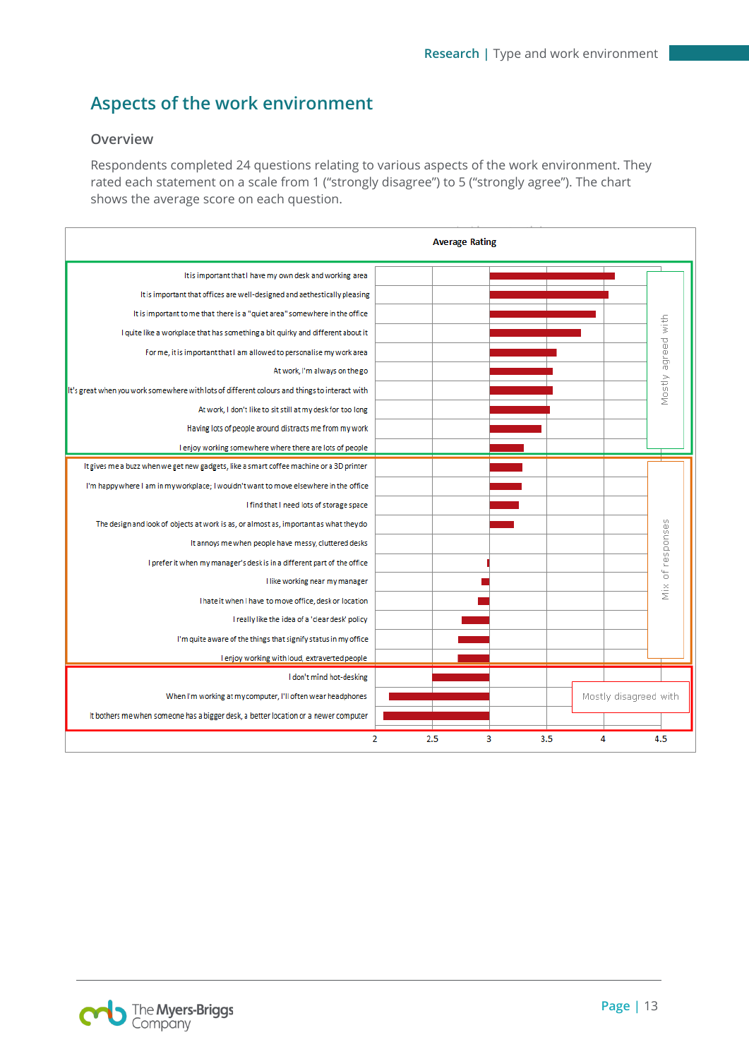# Aspects of the work environment

## Overview

Respondents completed 24 questions relating to various aspects of the work environment. They rated each statement on a scale from 1 ("strongly disagree") to 5 ("strongly agree"). The chart shows the average score on each question.

**Average Rating**

**Mostly agreed with**

- It is important that I have my own desk and working area
- It is important that offices are well-designed and aesthetically pleasing
- It is important to me that there is a "quiet area" somewhere in the office
- I quite like a workplace that has something a bit quirky and different about it
- For me, it is important that I am allowed to personalise my work area
- At work, I'm always on the go
- It's great when you work somewhere with lots of different colours and things to interact with
- At work, I don't like to sit still at my desk for too long
- Having lots of people around distracts me from my work
- I enjoy working somewhere where there are lots of people

**Mix of responses**

- It gives me a buzz when we get new gadgets, like a smart coffee machine or a 3D printer
- I'm happy where I am in my workplace; I wouldn't want to move elsewhere in the office
- I find that I need lots of storage space
- The design and look of objects at work is as, or almost as, important as what they do
- It annoys me when people have messy, cluttered desks
- I prefer it when my manager's desk is in a different part of the office
- I like working near my manager
- I hate it when I have to move office, desk or location
- I really like the idea of a 'clear desk' policy
- I'm quite aware of the things that signify status in my office
- I enjoy working with loud, extraverted people

**Mostly disagreed with**

- I don't mind hot-desking
- When I'm working at my computer, I'll often wear headphones
- It bothers me when someone has a bigger desk, a better location or a newer computer

Axis: 2, 2.5, 3, 3.5, 4, 4.5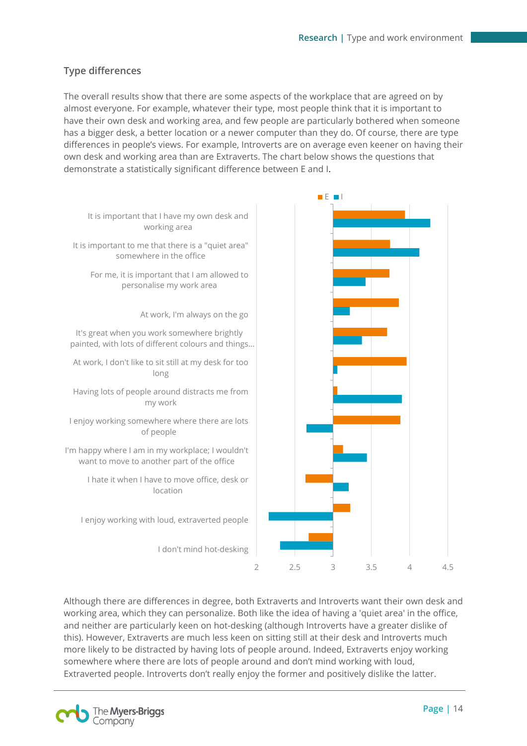## Type differences

The overall results show that there are some aspects of the workplace that are agreed on by almost everyone. For example, whatever their type, most people think that it is important to have their own desk and working area, and few people are particularly bothered when someone has a bigger desk, a better location or a newer computer than they do. Of course, there are type differences in people's views. For example, Introverts are on average even keener on having their own desk and working area than are Extraverts. The chart below shows the questions that demonstrate a statistically significant difference between E and I.

E I

It is important that I have my own desk and working area

It is important to me that there is a "quiet area" somewhere in the office

For me, it is important that I am allowed to personalise my work area

At work, I'm always on the go

It's great when you work somewhere brightly painted, with lots of different colours and things...

At work, I don't like to sit still at my desk for too long

Having lots of people around distracts me from my work

I enjoy working somewhere where there are lots of people

I'm happy where I am in my workplace; I wouldn't want to move to another part of the office

I hate it when I have to move office, desk or location

I enjoy working with loud, extraverted people

I don't mind hot-desking

2 2.5 3 3.5 4 4.5

Although there are differences in degree, both Extraverts and Introverts want their own desk and working area, which they can personalize. Both like the idea of having a 'quiet area' in the office, and neither are particularly keen on hot-desking (although Introverts have a greater dislike of this). However, Extraverts are much less keen on sitting still at their desk and Introverts much more likely to be distracted by having lots of people around. Indeed, Extraverts enjoy working somewhere where there are lots of people around and don't mind working with loud, Extraverted people. Introverts don't really enjoy the former and positively dislike the latter.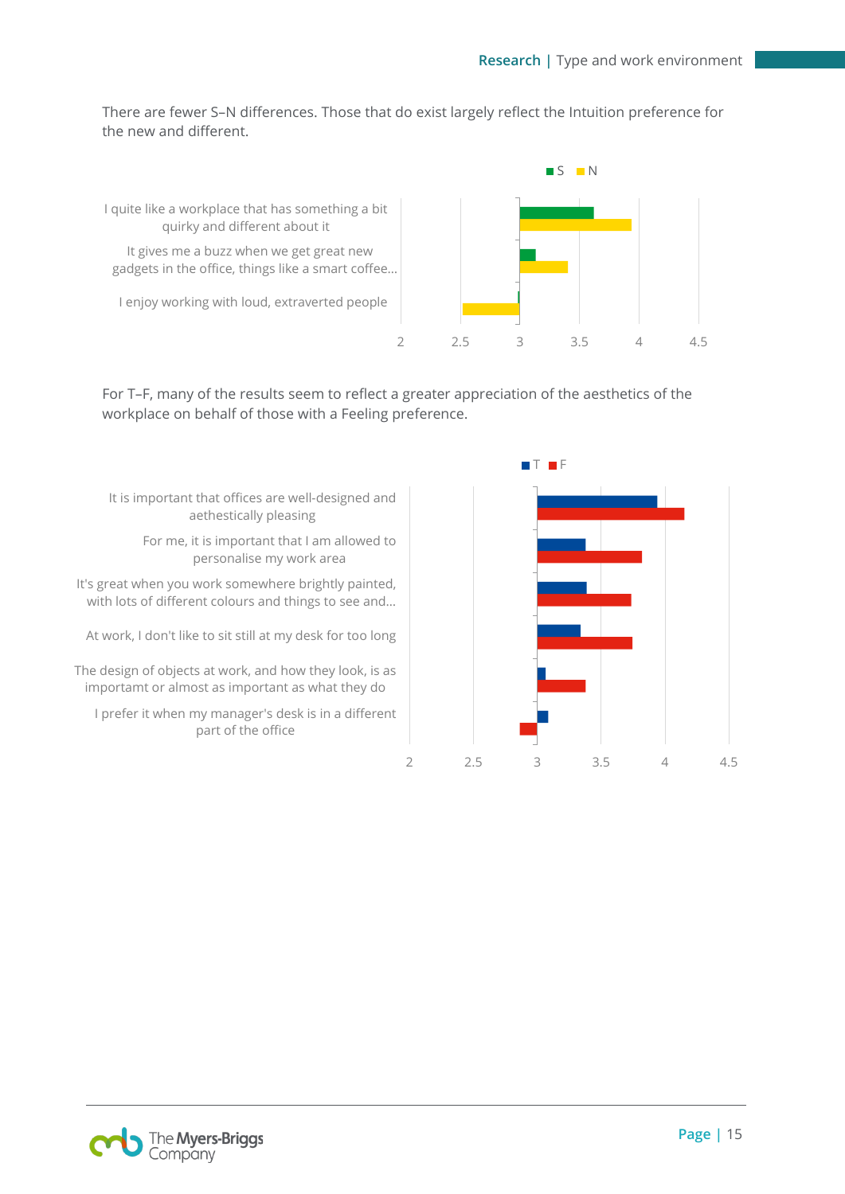There are fewer S–N differences. Those that do exist largely reflect the Intuition preference for the new and different.

S N

I quite like a workplace that has something a bit quirky and different about it

It gives me a buzz when we get great new gadgets in the office, things like a smart coffee...

I enjoy working with loud, extraverted people

2 2.5 3 3.5 4 4.5

For T–F, many of the results seem to reflect a greater appreciation of the aesthetics of the workplace on behalf of those with a Feeling preference.

T F

It is important that offices are well-designed and aethestically pleasing

For me, it is important that I am allowed to personalise my work area

It's great when you work somewhere brightly painted, with lots of different colours and things to see and...

At work, I don't like to sit still at my desk for too long

The design of objects at work, and how they look, is as importamt or almost as important as what they do

I prefer it when my manager's desk is in a different part of the office

2 2.5 3 3.5 4 4.5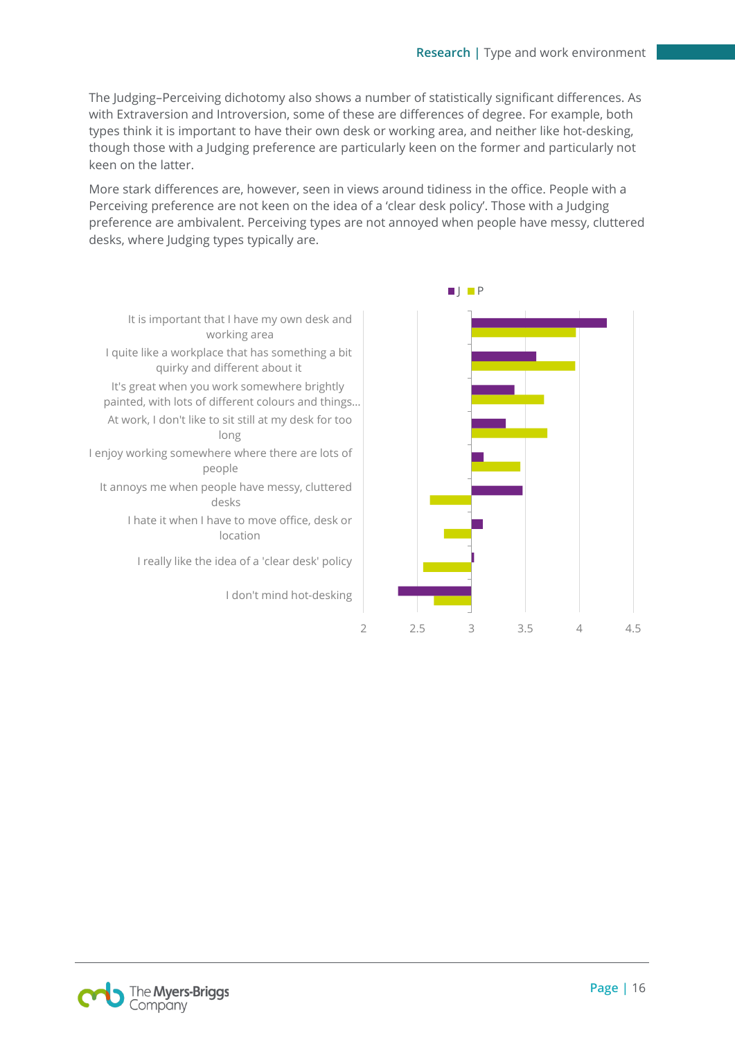The Judging–Perceiving dichotomy also shows a number of statistically significant differences. As with Extraversion and Introversion, some of these are differences of degree. For example, both types think it is important to have their own desk or working area, and neither like hot-desking, though those with a Judging preference are particularly keen on the former and particularly not keen on the latter.

More stark differences are, however, seen in views around tidiness in the office. People with a Perceiving preference are not keen on the idea of a 'clear desk policy'. Those with a Judging preference are ambivalent. Perceiving types are not annoyed when people have messy, cluttered desks, where Judging types typically are.

■ J ■ P

It is important that I have my own desk and working area

I quite like a workplace that has something a bit quirky and different about it

It's great when you work somewhere brightly painted, with lots of different colours and things...

At work, I don't like to sit still at my desk for too long

I enjoy working somewhere where there are lots of people

It annoys me when people have messy, cluttered desks

I hate it when I have to move office, desk or location

I really like the idea of a 'clear desk' policy

I don't mind hot-desking

2 2.5 3 3.5 4 4.5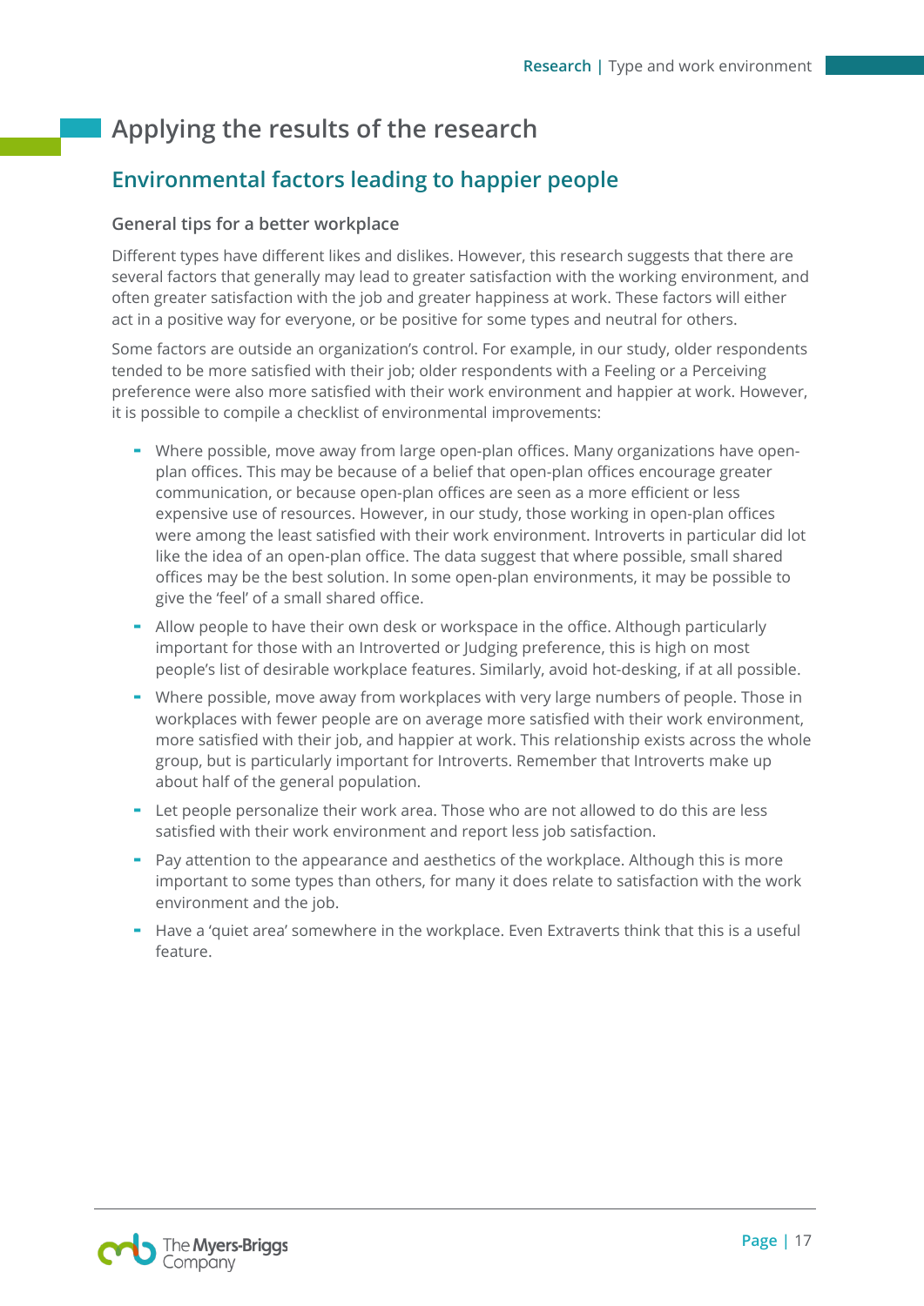# Applying the results of the research

## Environmental factors leading to happier people

### General tips for a better workplace

Different types have different likes and dislikes. However, this research suggests that there are several factors that generally may lead to greater satisfaction with the working environment, and often greater satisfaction with the job and greater happiness at work. These factors will either act in a positive way for everyone, or be positive for some types and neutral for others.

Some factors are outside an organization's control. For example, in our study, older respondents tended to be more satisfied with their job; older respondents with a Feeling or a Perceiving preference were also more satisfied with their work environment and happier at work. However, it is possible to compile a checklist of environmental improvements:

- Where possible, move away from large open-plan offices. Many organizations have open-plan offices. This may be because of a belief that open-plan offices encourage greater communication, or because open-plan offices are seen as a more efficient or less expensive use of resources. However, in our study, those working in open-plan offices were among the least satisfied with their work environment. Introverts in particular did lot like the idea of an open-plan office. The data suggest that where possible, small shared offices may be the best solution. In some open-plan environments, it may be possible to give the 'feel' of a small shared office.
- Allow people to have their own desk or workspace in the office. Although particularly important for those with an Introverted or Judging preference, this is high on most people's list of desirable workplace features. Similarly, avoid hot-desking, if at all possible.
- Where possible, move away from workplaces with very large numbers of people. Those in workplaces with fewer people are on average more satisfied with their work environment, more satisfied with their job, and happier at work. This relationship exists across the whole group, but is particularly important for Introverts. Remember that Introverts make up about half of the general population.
- Let people personalize their work area. Those who are not allowed to do this are less satisfied with their work environment and report less job satisfaction.
- Pay attention to the appearance and aesthetics of the workplace. Although this is more important to some types than others, for many it does relate to satisfaction with the work environment and the job.
- Have a 'quiet area' somewhere in the workplace. Even Extraverts think that this is a useful feature.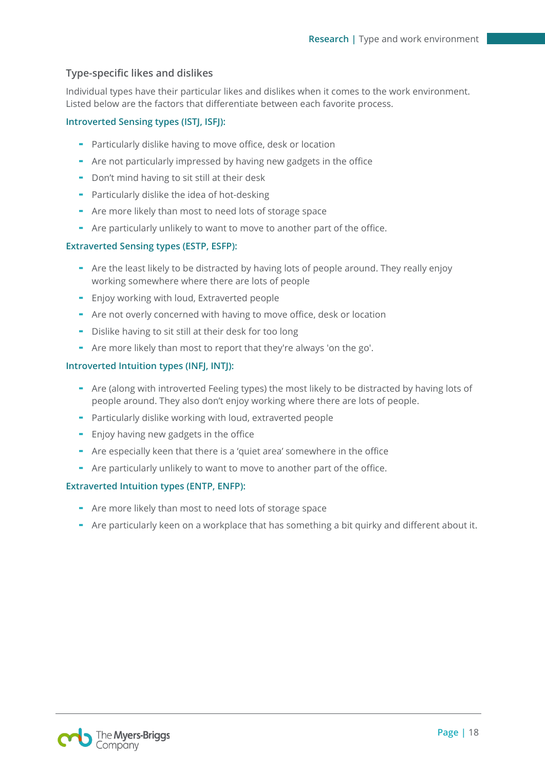## Type-specific likes and dislikes

Individual types have their particular likes and dislikes when it comes to the work environment. Listed below are the factors that differentiate between each favorite process.

### Introverted Sensing types (ISTJ, ISFJ):

- Particularly dislike having to move office, desk or location
- Are not particularly impressed by having new gadgets in the office
- Don't mind having to sit still at their desk
- Particularly dislike the idea of hot-desking
- Are more likely than most to need lots of storage space
- Are particularly unlikely to want to move to another part of the office.

### Extraverted Sensing types (ESTP, ESFP):

- Are the least likely to be distracted by having lots of people around. They really enjoy working somewhere where there are lots of people
- Enjoy working with loud, Extraverted people
- Are not overly concerned with having to move office, desk or location
- Dislike having to sit still at their desk for too long
- Are more likely than most to report that they're always 'on the go'.

### Introverted Intuition types (INFJ, INTJ):

- Are (along with introverted Feeling types) the most likely to be distracted by having lots of people around. They also don't enjoy working where there are lots of people.
- Particularly dislike working with loud, extraverted people
- Enjoy having new gadgets in the office
- Are especially keen that there is a 'quiet area' somewhere in the office
- Are particularly unlikely to want to move to another part of the office.

### Extraverted Intuition types (ENTP, ENFP):

- Are more likely than most to need lots of storage space
- Are particularly keen on a workplace that has something a bit quirky and different about it.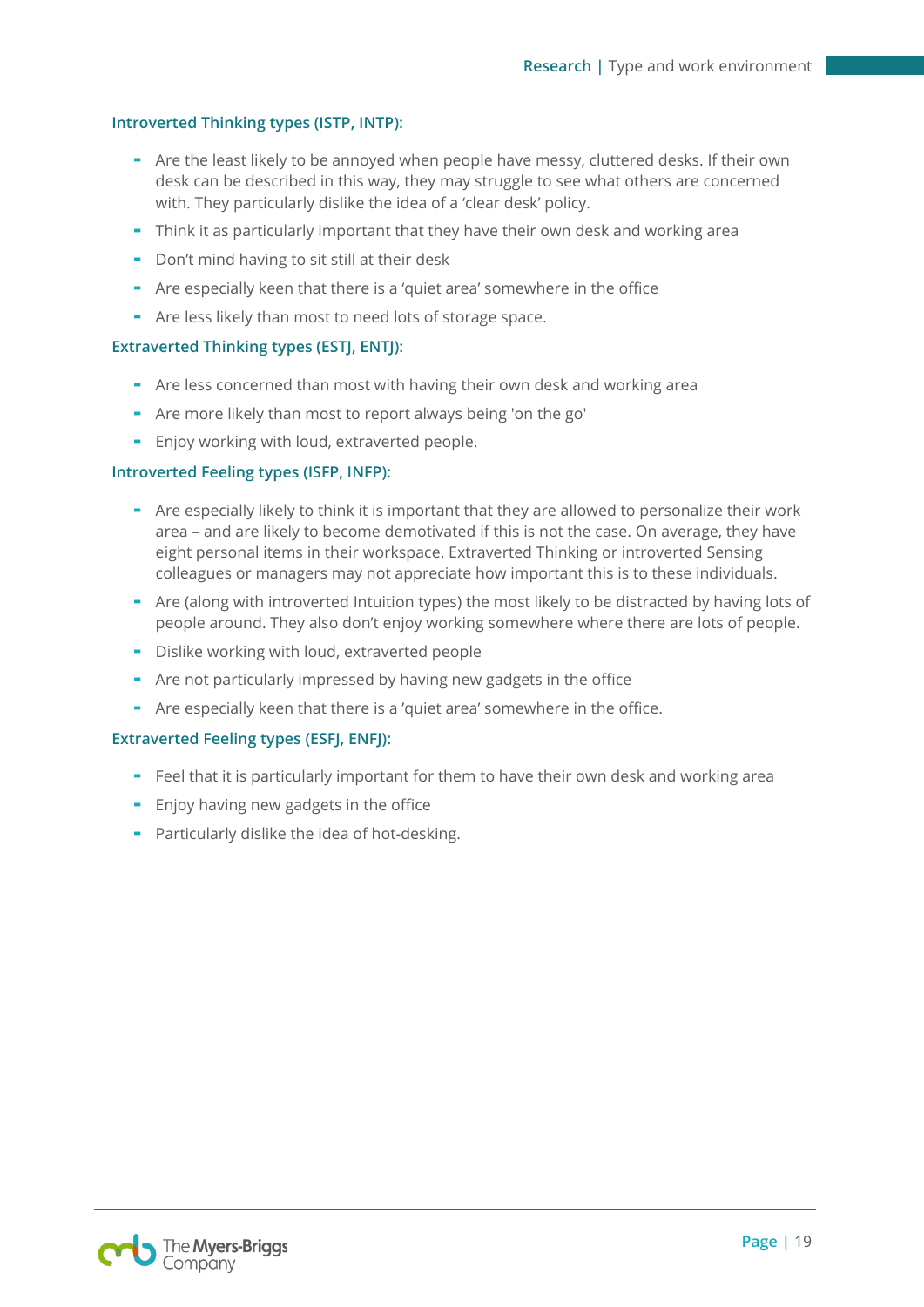### Introverted Thinking types (ISTP, INTP):

- Are the least likely to be annoyed when people have messy, cluttered desks. If their own desk can be described in this way, they may struggle to see what others are concerned with. They particularly dislike the idea of a 'clear desk' policy.
- Think it as particularly important that they have their own desk and working area
- Don't mind having to sit still at their desk
- Are especially keen that there is a 'quiet area' somewhere in the office
- Are less likely than most to need lots of storage space.

### Extraverted Thinking types (ESTJ, ENTJ):

- Are less concerned than most with having their own desk and working area
- Are more likely than most to report always being 'on the go'
- Enjoy working with loud, extraverted people.

### Introverted Feeling types (ISFP, INFP):

- Are especially likely to think it is important that they are allowed to personalize their work area – and are likely to become demotivated if this is not the case. On average, they have eight personal items in their workspace. Extraverted Thinking or introverted Sensing colleagues or managers may not appreciate how important this is to these individuals.
- Are (along with introverted Intuition types) the most likely to be distracted by having lots of people around. They also don't enjoy working somewhere where there are lots of people.
- Dislike working with loud, extraverted people
- Are not particularly impressed by having new gadgets in the office
- Are especially keen that there is a 'quiet area' somewhere in the office.

### Extraverted Feeling types (ESFJ, ENFJ):

- Feel that it is particularly important for them to have their own desk and working area
- Enjoy having new gadgets in the office
- Particularly dislike the idea of hot-desking.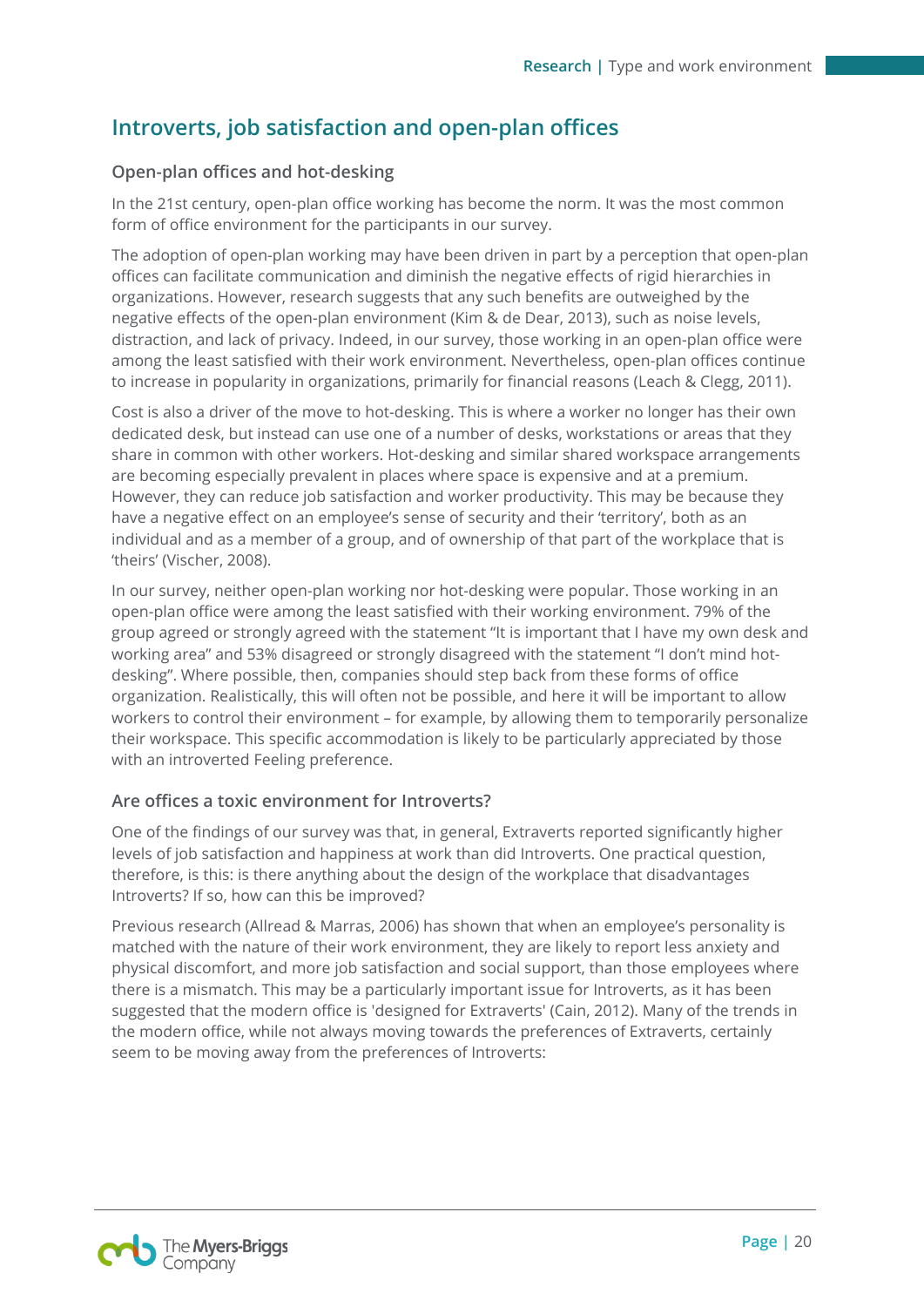## Introverts, job satisfaction and open-plan offices

### Open-plan offices and hot-desking

In the 21st century, open-plan office working has become the norm. It was the most common form of office environment for the participants in our survey.

The adoption of open-plan working may have been driven in part by a perception that open-plan offices can facilitate communication and diminish the negative effects of rigid hierarchies in organizations. However, research suggests that any such benefits are outweighed by the negative effects of the open-plan environment (Kim & de Dear, 2013), such as noise levels, distraction, and lack of privacy. Indeed, in our survey, those working in an open-plan office were among the least satisfied with their work environment. Nevertheless, open-plan offices continue to increase in popularity in organizations, primarily for financial reasons (Leach & Clegg, 2011).

Cost is also a driver of the move to hot-desking. This is where a worker no longer has their own dedicated desk, but instead can use one of a number of desks, workstations or areas that they share in common with other workers. Hot-desking and similar shared workspace arrangements are becoming especially prevalent in places where space is expensive and at a premium. However, they can reduce job satisfaction and worker productivity. This may be because they have a negative effect on an employee's sense of security and their 'territory', both as an individual and as a member of a group, and of ownership of that part of the workplace that is 'theirs' (Vischer, 2008).

In our survey, neither open-plan working nor hot-desking were popular. Those working in an open-plan office were among the least satisfied with their working environment. 79% of the group agreed or strongly agreed with the statement "It is important that I have my own desk and working area" and 53% disagreed or strongly disagreed with the statement "I don't mind hot-desking". Where possible, then, companies should step back from these forms of office organization. Realistically, this will often not be possible, and here it will be important to allow workers to control their environment – for example, by allowing them to temporarily personalize their workspace. This specific accommodation is likely to be particularly appreciated by those with an introverted Feeling preference.

### Are offices a toxic environment for Introverts?

One of the findings of our survey was that, in general, Extraverts reported significantly higher levels of job satisfaction and happiness at work than did Introverts. One practical question, therefore, is this: is there anything about the design of the workplace that disadvantages Introverts? If so, how can this be improved?

Previous research (Allread & Marras, 2006) has shown that when an employee's personality is matched with the nature of their work environment, they are likely to report less anxiety and physical discomfort, and more job satisfaction and social support, than those employees where there is a mismatch. This may be a particularly important issue for Introverts, as it has been suggested that the modern office is 'designed for Extraverts' (Cain, 2012). Many of the trends in the modern office, while not always moving towards the preferences of Extraverts, certainly seem to be moving away from the preferences of Introverts: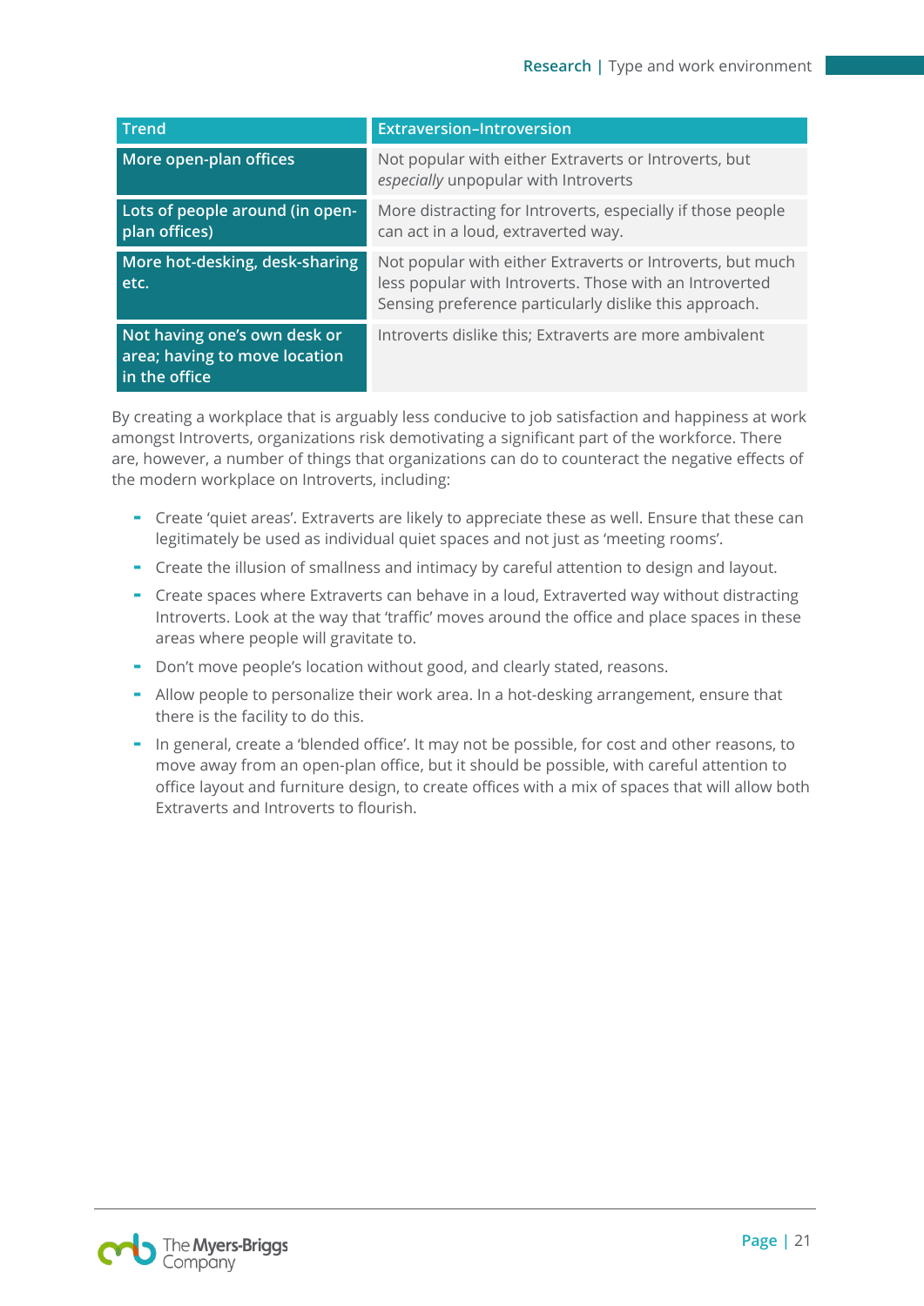| Trend | Extraversion–Introversion |
|---|---|
| More open-plan offices | Not popular with either Extraverts or Introverts, but *especially* unpopular with Introverts |
| Lots of people around (in open-plan offices) | More distracting for Introverts, especially if those people can act in a loud, extraverted way. |
| More hot-desking, desk-sharing etc. | Not popular with either Extraverts or Introverts, but much less popular with Introverts. Those with an Introverted Sensing preference particularly dislike this approach. |
| Not having one's own desk or area; having to move location in the office | Introverts dislike this; Extraverts are more ambivalent |

By creating a workplace that is arguably less conducive to job satisfaction and happiness at work amongst Introverts, organizations risk demotivating a significant part of the workforce. There are, however, a number of things that organizations can do to counteract the negative effects of the modern workplace on Introverts, including:

- Create 'quiet areas'. Extraverts are likely to appreciate these as well. Ensure that these can legitimately be used as individual quiet spaces and not just as 'meeting rooms'.
- Create the illusion of smallness and intimacy by careful attention to design and layout.
- Create spaces where Extraverts can behave in a loud, Extraverted way without distracting Introverts. Look at the way that 'traffic' moves around the office and place spaces in these areas where people will gravitate to.
- Don't move people's location without good, and clearly stated, reasons.
- Allow people to personalize their work area. In a hot-desking arrangement, ensure that there is the facility to do this.
- In general, create a 'blended office'. It may not be possible, for cost and other reasons, to move away from an open-plan office, but it should be possible, with careful attention to office layout and furniture design, to create offices with a mix of spaces that will allow both Extraverts and Introverts to flourish.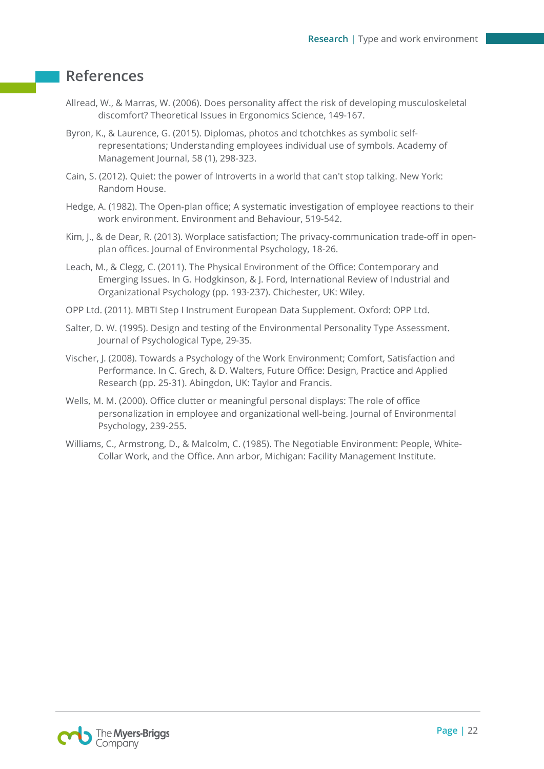## References

Allread, W., & Marras, W. (2006). Does personality affect the risk of developing musculoskeletal discomfort? Theoretical Issues in Ergonomics Science, 149-167.

Byron, K., & Laurence, G. (2015). Diplomas, photos and tchotchkes as symbolic self-representations; Understanding employees individual use of symbols. Academy of Management Journal, 58 (1), 298-323.

Cain, S. (2012). Quiet: the power of Introverts in a world that can't stop talking. New York: Random House.

Hedge, A. (1982). The Open-plan office; A systematic investigation of employee reactions to their work environment. Environment and Behaviour, 519-542.

Kim, J., & de Dear, R. (2013). Worplace satisfaction; The privacy-communication trade-off in open-plan offices. Journal of Environmental Psychology, 18-26.

Leach, M., & Clegg, C. (2011). The Physical Environment of the Office: Contemporary and Emerging Issues. In G. Hodgkinson, & J. Ford, International Review of Industrial and Organizational Psychology (pp. 193-237). Chichester, UK: Wiley.

OPP Ltd. (2011). MBTI Step I Instrument European Data Supplement. Oxford: OPP Ltd.

Salter, D. W. (1995). Design and testing of the Environmental Personality Type Assessment. Journal of Psychological Type, 29-35.

Vischer, J. (2008). Towards a Psychology of the Work Environment; Comfort, Satisfaction and Performance. In C. Grech, & D. Walters, Future Office: Design, Practice and Applied Research (pp. 25-31). Abingdon, UK: Taylor and Francis.

Wells, M. M. (2000). Office clutter or meaningful personal displays: The role of office personalization in employee and organizational well-being. Journal of Environmental Psychology, 239-255.

Williams, C., Armstrong, D., & Malcolm, C. (1985). The Negotiable Environment: People, White-Collar Work, and the Office. Ann arbor, Michigan: Facility Management Institute.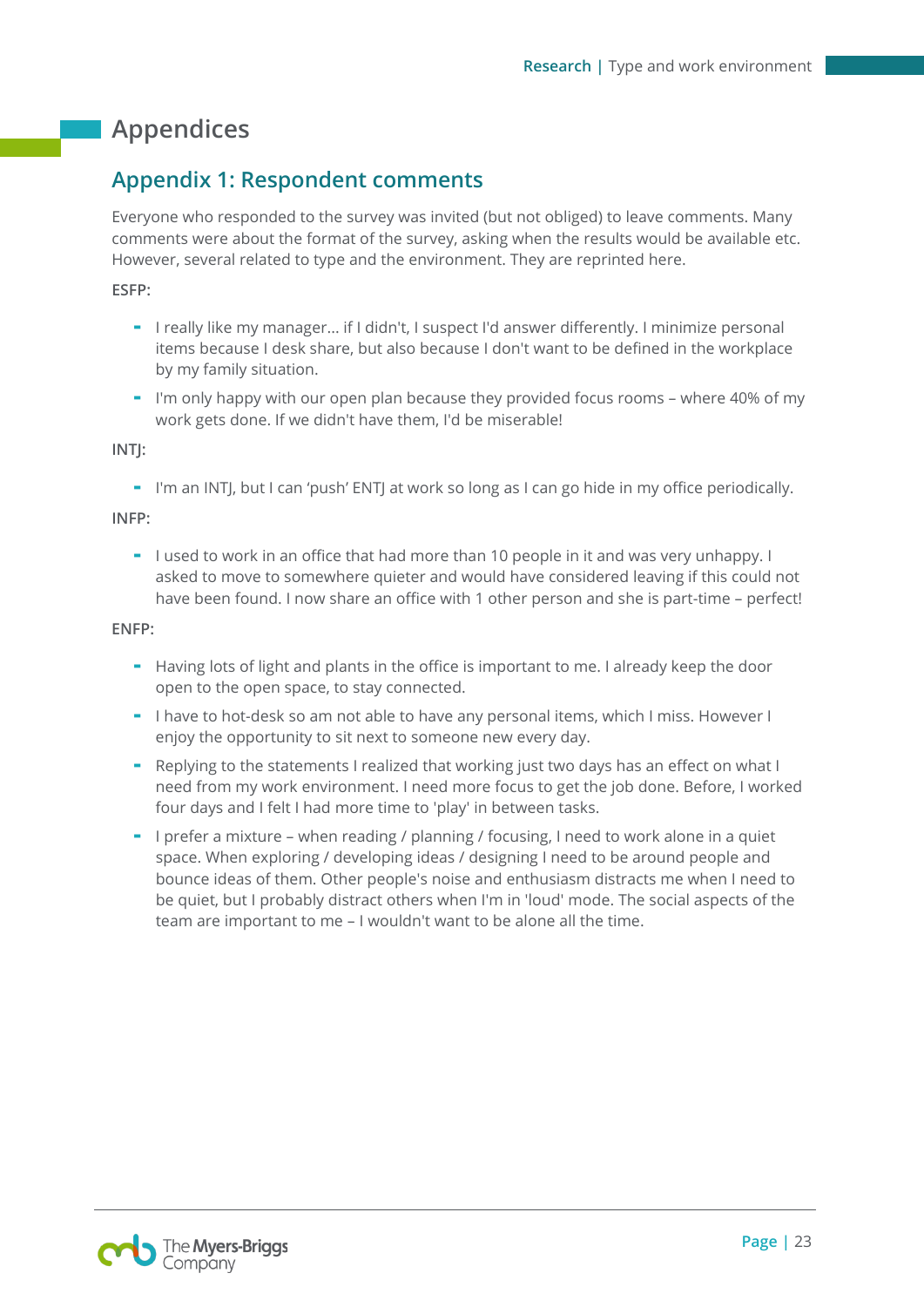# Appendices

## Appendix 1: Respondent comments

Everyone who responded to the survey was invited (but not obliged) to leave comments. Many comments were about the format of the survey, asking when the results would be available etc. However, several related to type and the environment. They are reprinted here.

ESFP:

- I really like my manager... if I didn't, I suspect I'd answer differently. I minimize personal items because I desk share, but also because I don't want to be defined in the workplace by my family situation.
- I'm only happy with our open plan because they provided focus rooms – where 40% of my work gets done. If we didn't have them, I'd be miserable!

INTJ:

- I'm an INTJ, but I can 'push' ENTJ at work so long as I can go hide in my office periodically.

INFP:

- I used to work in an office that had more than 10 people in it and was very unhappy. I asked to move to somewhere quieter and would have considered leaving if this could not have been found. I now share an office with 1 other person and she is part-time – perfect!

ENFP:

- Having lots of light and plants in the office is important to me. I already keep the door open to the open space, to stay connected.
- I have to hot-desk so am not able to have any personal items, which I miss. However I enjoy the opportunity to sit next to someone new every day.
- Replying to the statements I realized that working just two days has an effect on what I need from my work environment. I need more focus to get the job done. Before, I worked four days and I felt I had more time to 'play' in between tasks.
- I prefer a mixture – when reading / planning / focusing, I need to work alone in a quiet space. When exploring / developing ideas / designing I need to be around people and bounce ideas of them. Other people's noise and enthusiasm distracts me when I need to be quiet, but I probably distract others when I'm in 'loud' mode. The social aspects of the team are important to me – I wouldn't want to be alone all the time.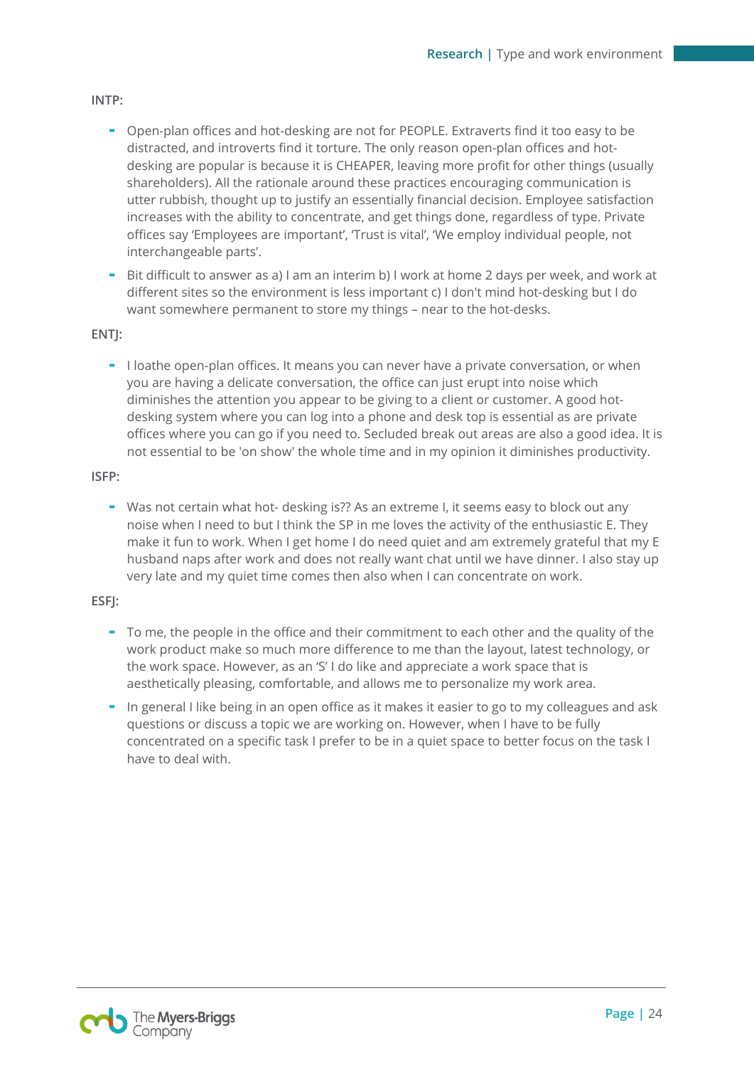INTP:

- Open-plan offices and hot-desking are not for PEOPLE. Extraverts find it too easy to be distracted, and introverts find it torture. The only reason open-plan offices and hot-desking are popular is because it is CHEAPER, leaving more profit for other things (usually shareholders). All the rationale around these practices encouraging communication is utter rubbish, thought up to justify an essentially financial decision. Employee satisfaction increases with the ability to concentrate, and get things done, regardless of type. Private offices say 'Employees are important', 'Trust is vital', 'We employ individual people, not interchangeable parts'.
- Bit difficult to answer as a) I am an interim b) I work at home 2 days per week, and work at different sites so the environment is less important c) I don't mind hot-desking but I do want somewhere permanent to store my things – near to the hot-desks.

ENTJ:

- I loathe open-plan offices. It means you can never have a private conversation, or when you are having a delicate conversation, the office can just erupt into noise which diminishes the attention you appear to be giving to a client or customer. A good hot-desking system where you can log into a phone and desk top is essential as are private offices where you can go if you need to. Secluded break out areas are also a good idea. It is not essential to be 'on show' the whole time and in my opinion it diminishes productivity.

ISFP:

- Was not certain what hot- desking is?? As an extreme I, it seems easy to block out any noise when I need to but I think the SP in me loves the activity of the enthusiastic E. They make it fun to work. When I get home I do need quiet and am extremely grateful that my E husband naps after work and does not really want chat until we have dinner. I also stay up very late and my quiet time comes then also when I can concentrate on work.

ESFJ:

- To me, the people in the office and their commitment to each other and the quality of the work product make so much more difference to me than the layout, latest technology, or the work space. However, as an 'S' I do like and appreciate a work space that is aesthetically pleasing, comfortable, and allows me to personalize my work area.
- In general I like being in an open office as it makes it easier to go to my colleagues and ask questions or discuss a topic we are working on. However, when I have to be fully concentrated on a specific task I prefer to be in a quiet space to better focus on the task I have to deal with.